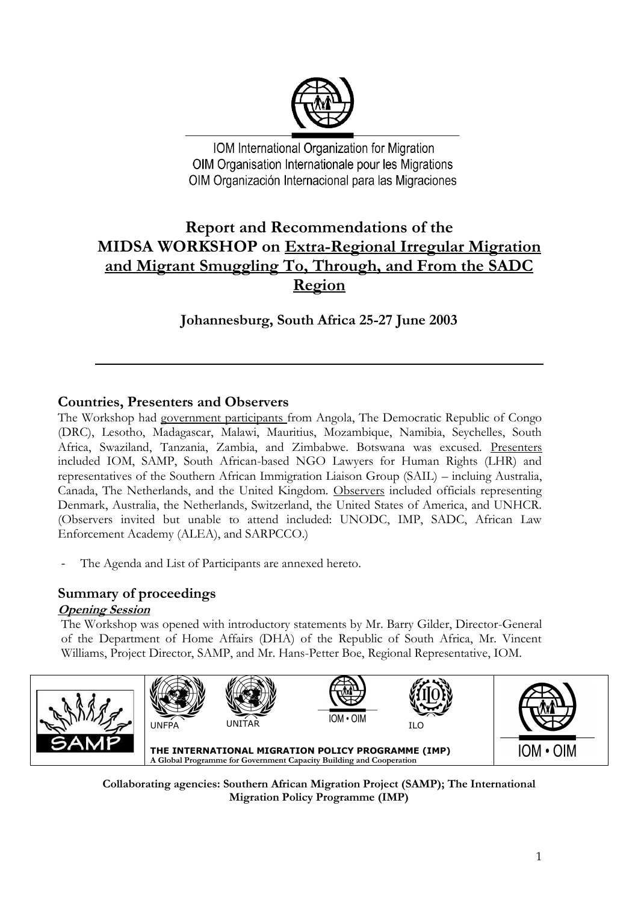IOM International Organization for Migration
OIM Organisation Internationale pour les Migrations
OIM Organización Internacional para las Migraciones

# Report and Recommendations of the MIDSA WORKSHOP on Extra-Regional Irregular Migration and Migrant Smuggling To, Through, and From the SADC Region

**Johannesburg, South Africa 25-27 June 2003**

---

## Countries, Presenters and Observers

The Workshop had government participants from Angola, The Democratic Republic of Congo (DRC), Lesotho, Madagascar, Malawi, Mauritius, Mozambique, Namibia, Seychelles, South Africa, Swaziland, Tanzania, Zambia, and Zimbabwe. Botswana was excused. Presenters included IOM, SAMP, South African-based NGO Lawyers for Human Rights (LHR) and representatives of the Southern African Immigration Liaison Group (SAIL) – incluing Australia, Canada, The Netherlands, and the United Kingdom. Observers included officials representing Denmark, Australia, the Netherlands, Switzerland, the United States of America, and UNHCR. (Observers invited but unable to attend included: UNODC, IMP, SADC, African Law Enforcement Academy (ALEA), and SARPCCO.)

- The Agenda and List of Participants are annexed hereto.

## Summary of proceedings

***Opening Session***

The Workshop was opened with introductory statements by Mr. Barry Gilder, Director-General of the Department of Home Affairs (DHA) of the Republic of South Africa, Mr. Vincent Williams, Project Director, SAMP, and Mr. Hans-Petter Boe, Regional Representative, IOM.

SAMP | UNFPA | UNITAR | IOM • OIM | ILO | IOM • OIM

**THE INTERNATIONAL MIGRATION POLICY PROGRAMME (IMP)**
**A Global Programme for Government Capacity Building and Cooperation**

**Collaborating agencies: Southern African Migration Project (SAMP); The International Migration Policy Programme (IMP)**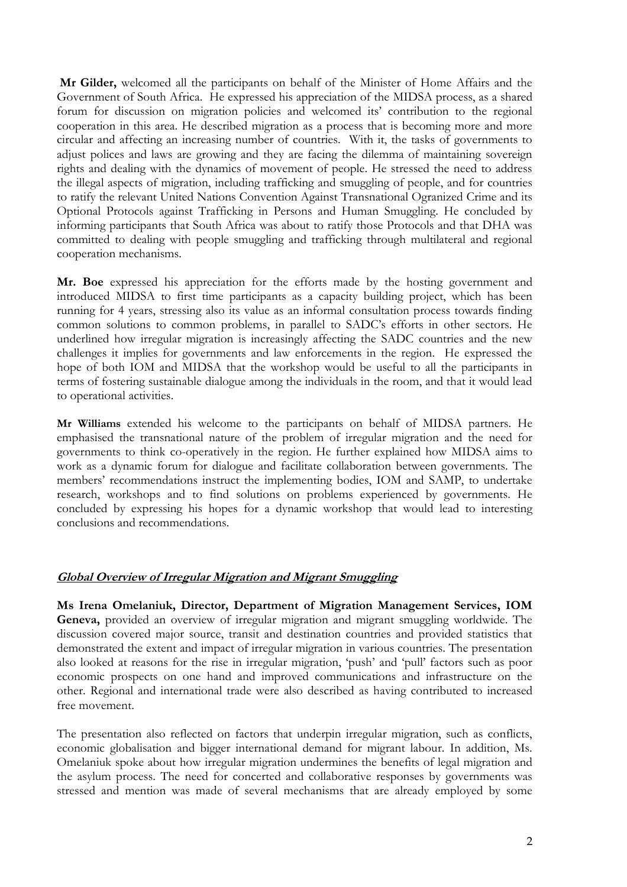**Mr Gilder,** welcomed all the participants on behalf of the Minister of Home Affairs and the Government of South Africa. He expressed his appreciation of the MIDSA process, as a shared forum for discussion on migration policies and welcomed its' contribution to the regional cooperation in this area. He described migration as a process that is becoming more and more circular and affecting an increasing number of countries. With it, the tasks of governments to adjust polices and laws are growing and they are facing the dilemma of maintaining sovereign rights and dealing with the dynamics of movement of people. He stressed the need to address the illegal aspects of migration, including trafficking and smuggling of people, and for countries to ratify the relevant United Nations Convention Against Transnational Ogranized Crime and its Optional Protocols against Trafficking in Persons and Human Smuggling. He concluded by informing participants that South Africa was about to ratify those Protocols and that DHA was committed to dealing with people smuggling and trafficking through multilateral and regional cooperation mechanisms.

**Mr. Boe** expressed his appreciation for the efforts made by the hosting government and introduced MIDSA to first time participants as a capacity building project, which has been running for 4 years, stressing also its value as an informal consultation process towards finding common solutions to common problems, in parallel to SADC's efforts in other sectors. He underlined how irregular migration is increasingly affecting the SADC countries and the new challenges it implies for governments and law enforcements in the region. He expressed the hope of both IOM and MIDSA that the workshop would be useful to all the participants in terms of fostering sustainable dialogue among the individuals in the room, and that it would lead to operational activities.

**Mr Williams** extended his welcome to the participants on behalf of MIDSA partners. He emphasised the transnational nature of the problem of irregular migration and the need for governments to think co-operatively in the region. He further explained how MIDSA aims to work as a dynamic forum for dialogue and facilitate collaboration between governments. The members' recommendations instruct the implementing bodies, IOM and SAMP, to undertake research, workshops and to find solutions on problems experienced by governments. He concluded by expressing his hopes for a dynamic workshop that would lead to interesting conclusions and recommendations.

## ***Global Overview of Irregular Migration and Migrant Smuggling***

**Ms Irena Omelaniuk, Director, Department of Migration Management Services, IOM Geneva,** provided an overview of irregular migration and migrant smuggling worldwide. The discussion covered major source, transit and destination countries and provided statistics that demonstrated the extent and impact of irregular migration in various countries. The presentation also looked at reasons for the rise in irregular migration, 'push' and 'pull' factors such as poor economic prospects on one hand and improved communications and infrastructure on the other. Regional and international trade were also described as having contributed to increased free movement.

The presentation also reflected on factors that underpin irregular migration, such as conflicts, economic globalisation and bigger international demand for migrant labour. In addition, Ms. Omelaniuk spoke about how irregular migration undermines the benefits of legal migration and the asylum process. The need for concerted and collaborative responses by governments was stressed and mention was made of several mechanisms that are already employed by some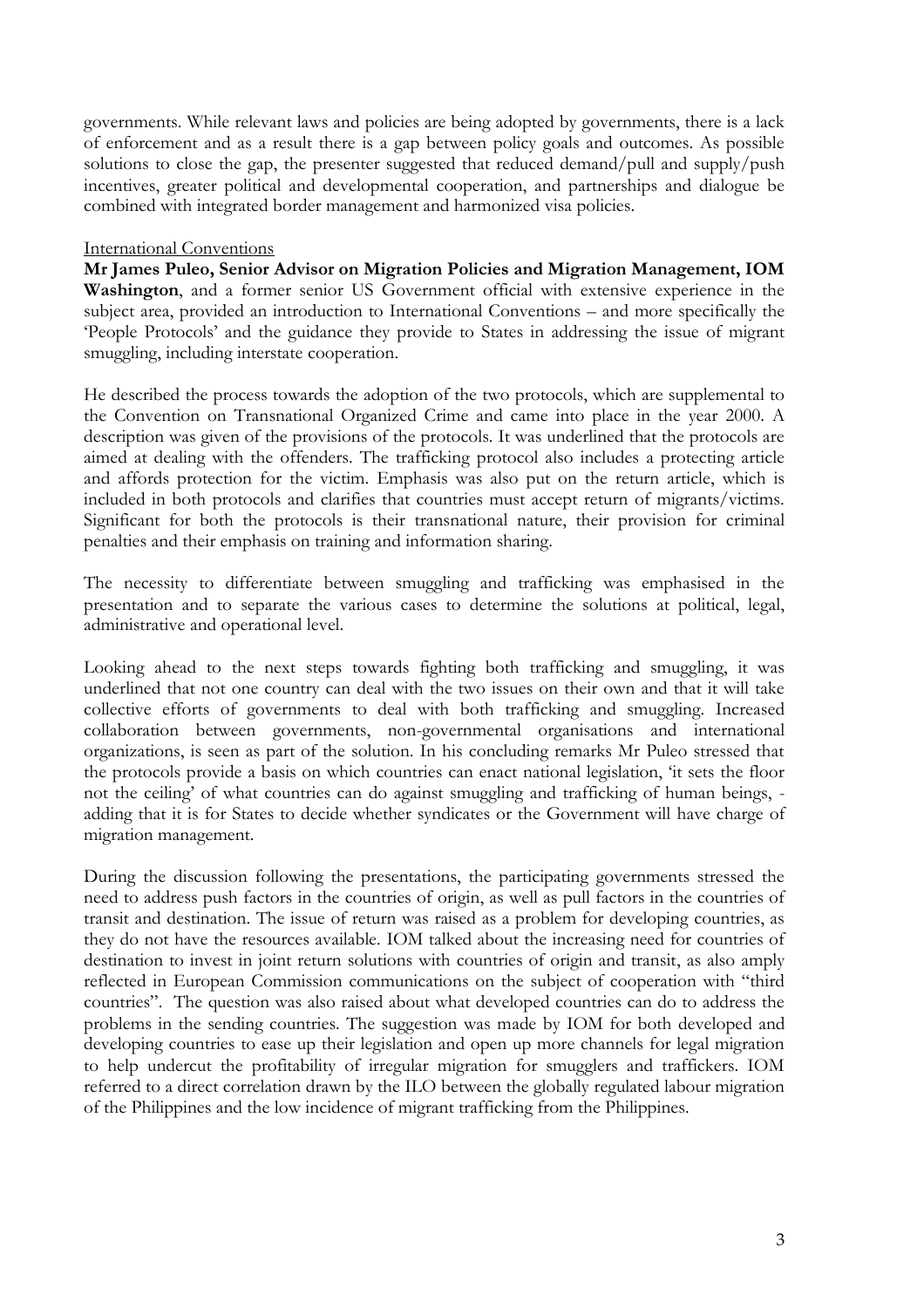governments. While relevant laws and policies are being adopted by governments, there is a lack of enforcement and as a result there is a gap between policy goals and outcomes. As possible solutions to close the gap, the presenter suggested that reduced demand/pull and supply/push incentives, greater political and developmental cooperation, and partnerships and dialogue be combined with integrated border management and harmonized visa policies.

International Conventions

**Mr James Puleo, Senior Advisor on Migration Policies and Migration Management, IOM Washington**, and a former senior US Government official with extensive experience in the subject area, provided an introduction to International Conventions – and more specifically the 'People Protocols' and the guidance they provide to States in addressing the issue of migrant smuggling, including interstate cooperation.

He described the process towards the adoption of the two protocols, which are supplemental to the Convention on Transnational Organized Crime and came into place in the year 2000. A description was given of the provisions of the protocols. It was underlined that the protocols are aimed at dealing with the offenders. The trafficking protocol also includes a protecting article and affords protection for the victim. Emphasis was also put on the return article, which is included in both protocols and clarifies that countries must accept return of migrants/victims. Significant for both the protocols is their transnational nature, their provision for criminal penalties and their emphasis on training and information sharing.

The necessity to differentiate between smuggling and trafficking was emphasised in the presentation and to separate the various cases to determine the solutions at political, legal, administrative and operational level.

Looking ahead to the next steps towards fighting both trafficking and smuggling, it was underlined that not one country can deal with the two issues on their own and that it will take collective efforts of governments to deal with both trafficking and smuggling. Increased collaboration between governments, non-governmental organisations and international organizations, is seen as part of the solution. In his concluding remarks Mr Puleo stressed that the protocols provide a basis on which countries can enact national legislation, 'it sets the floor not the ceiling' of what countries can do against smuggling and trafficking of human beings, - adding that it is for States to decide whether syndicates or the Government will have charge of migration management.

During the discussion following the presentations, the participating governments stressed the need to address push factors in the countries of origin, as well as pull factors in the countries of transit and destination. The issue of return was raised as a problem for developing countries, as they do not have the resources available. IOM talked about the increasing need for countries of destination to invest in joint return solutions with countries of origin and transit, as also amply reflected in European Commission communications on the subject of cooperation with "third countries". The question was also raised about what developed countries can do to address the problems in the sending countries. The suggestion was made by IOM for both developed and developing countries to ease up their legislation and open up more channels for legal migration to help undercut the profitability of irregular migration for smugglers and traffickers. IOM referred to a direct correlation drawn by the ILO between the globally regulated labour migration of the Philippines and the low incidence of migrant trafficking from the Philippines.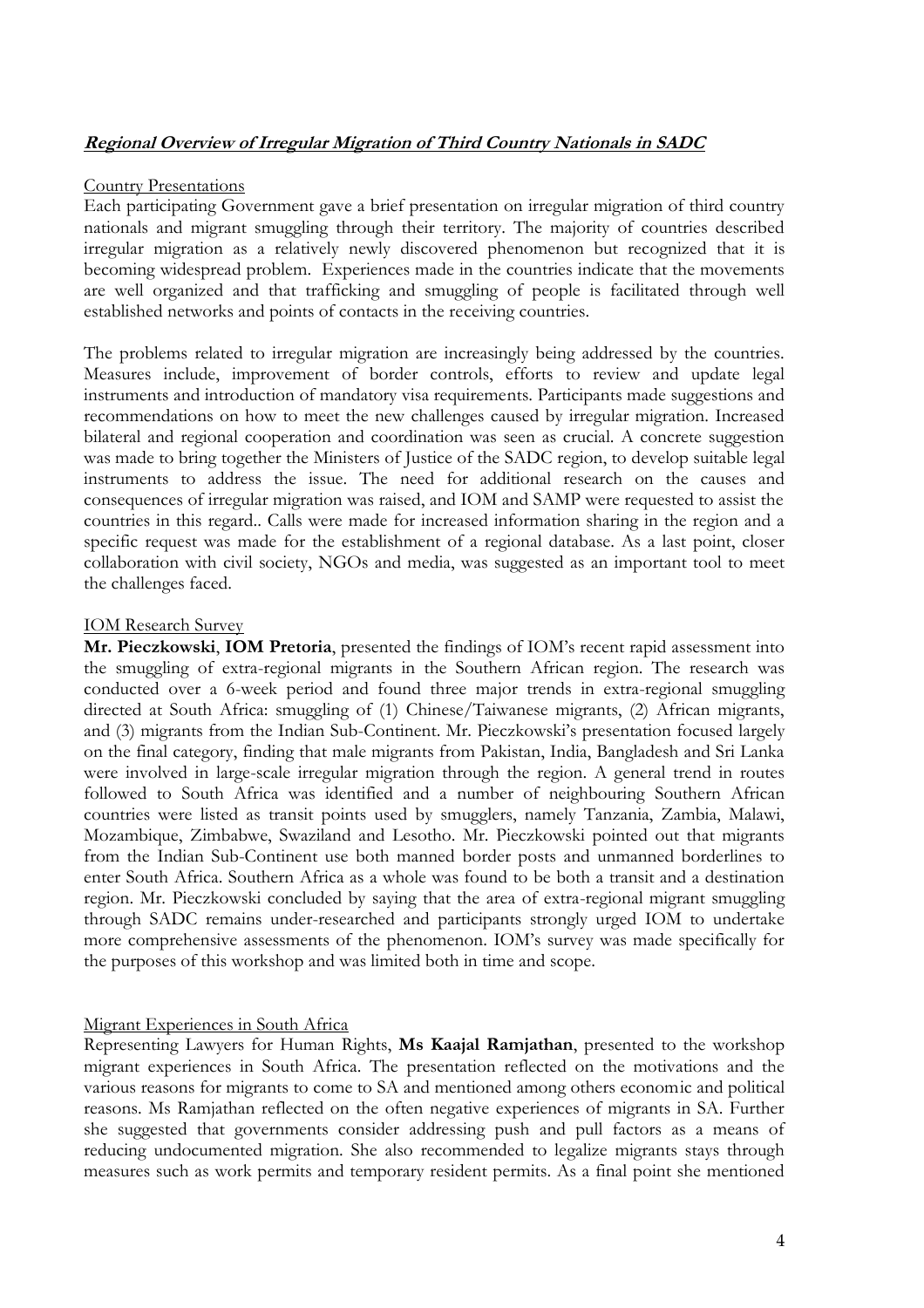## ***Regional Overview of Irregular Migration of Third Country Nationals in SADC***

### Country Presentations

Each participating Government gave a brief presentation on irregular migration of third country nationals and migrant smuggling through their territory. The majority of countries described irregular migration as a relatively newly discovered phenomenon but recognized that it is becoming widespread problem. Experiences made in the countries indicate that the movements are well organized and that trafficking and smuggling of people is facilitated through well established networks and points of contacts in the receiving countries.

The problems related to irregular migration are increasingly being addressed by the countries. Measures include, improvement of border controls, efforts to review and update legal instruments and introduction of mandatory visa requirements. Participants made suggestions and recommendations on how to meet the new challenges caused by irregular migration. Increased bilateral and regional cooperation and coordination was seen as crucial. A concrete suggestion was made to bring together the Ministers of Justice of the SADC region, to develop suitable legal instruments to address the issue. The need for additional research on the causes and consequences of irregular migration was raised, and IOM and SAMP were requested to assist the countries in this regard.. Calls were made for increased information sharing in the region and a specific request was made for the establishment of a regional database. As a last point, closer collaboration with civil society, NGOs and media, was suggested as an important tool to meet the challenges faced.

### IOM Research Survey

**Mr. Pieczkowski**, **IOM Pretoria**, presented the findings of IOM's recent rapid assessment into the smuggling of extra-regional migrants in the Southern African region. The research was conducted over a 6-week period and found three major trends in extra-regional smuggling directed at South Africa: smuggling of (1) Chinese/Taiwanese migrants, (2) African migrants, and (3) migrants from the Indian Sub-Continent. Mr. Pieczkowski's presentation focused largely on the final category, finding that male migrants from Pakistan, India, Bangladesh and Sri Lanka were involved in large-scale irregular migration through the region. A general trend in routes followed to South Africa was identified and a number of neighbouring Southern African countries were listed as transit points used by smugglers, namely Tanzania, Zambia, Malawi, Mozambique, Zimbabwe, Swaziland and Lesotho. Mr. Pieczkowski pointed out that migrants from the Indian Sub-Continent use both manned border posts and unmanned borderlines to enter South Africa. Southern Africa as a whole was found to be both a transit and a destination region. Mr. Pieczkowski concluded by saying that the area of extra-regional migrant smuggling through SADC remains under-researched and participants strongly urged IOM to undertake more comprehensive assessments of the phenomenon. IOM's survey was made specifically for the purposes of this workshop and was limited both in time and scope.

### Migrant Experiences in South Africa

Representing Lawyers for Human Rights, **Ms Kaajal Ramjathan**, presented to the workshop migrant experiences in South Africa. The presentation reflected on the motivations and the various reasons for migrants to come to SA and mentioned among others economic and political reasons. Ms Ramjathan reflected on the often negative experiences of migrants in SA. Further she suggested that governments consider addressing push and pull factors as a means of reducing undocumented migration. She also recommended to legalize migrants stays through measures such as work permits and temporary resident permits. As a final point she mentioned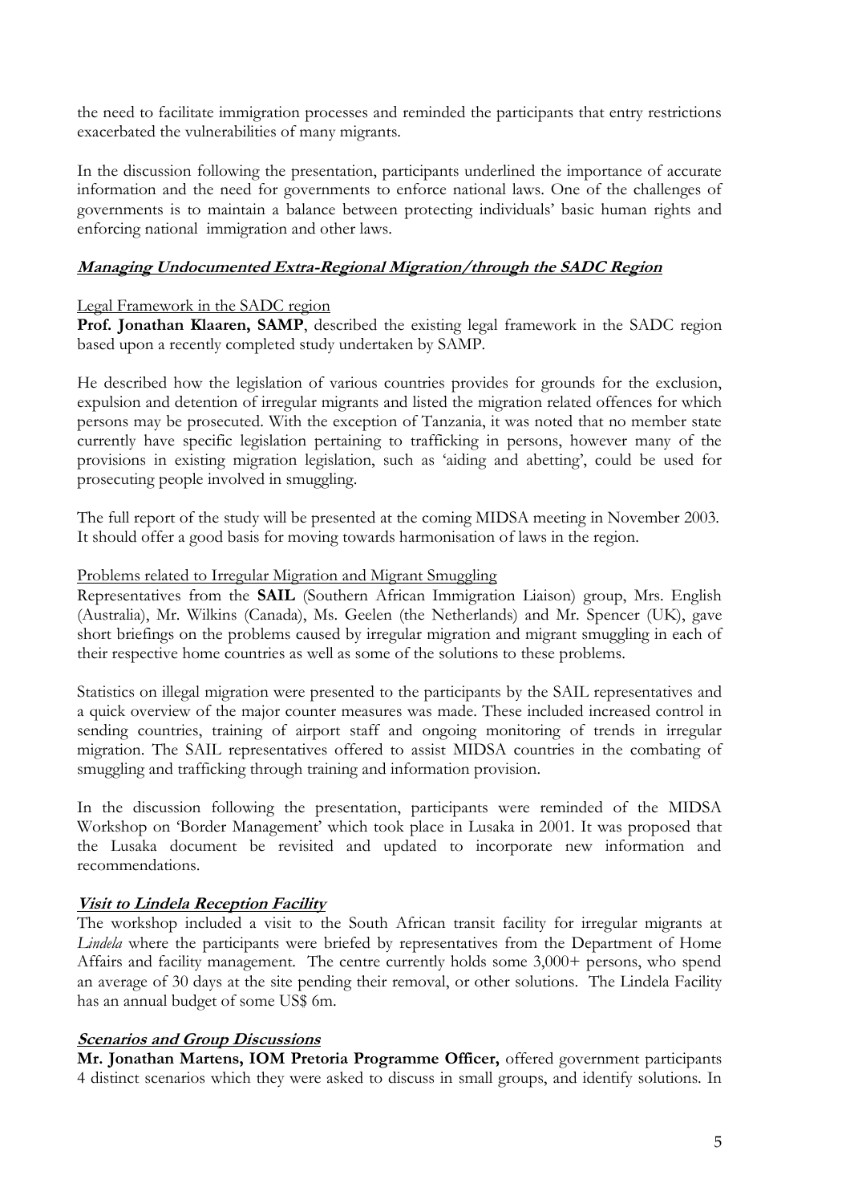the need to facilitate immigration processes and reminded the participants that entry restrictions exacerbated the vulnerabilities of many migrants.

In the discussion following the presentation, participants underlined the importance of accurate information and the need for governments to enforce national laws. One of the challenges of governments is to maintain a balance between protecting individuals' basic human rights and enforcing national immigration and other laws.

## ***Managing Undocumented Extra-Regional Migration/through the SADC Region***

Legal Framework in the SADC region

**Prof. Jonathan Klaaren, SAMP**, described the existing legal framework in the SADC region based upon a recently completed study undertaken by SAMP.

He described how the legislation of various countries provides for grounds for the exclusion, expulsion and detention of irregular migrants and listed the migration related offences for which persons may be prosecuted. With the exception of Tanzania, it was noted that no member state currently have specific legislation pertaining to trafficking in persons, however many of the provisions in existing migration legislation, such as 'aiding and abetting', could be used for prosecuting people involved in smuggling.

The full report of the study will be presented at the coming MIDSA meeting in November 2003. It should offer a good basis for moving towards harmonisation of laws in the region.

Problems related to Irregular Migration and Migrant Smuggling

Representatives from the **SAIL** (Southern African Immigration Liaison) group, Mrs. English (Australia), Mr. Wilkins (Canada), Ms. Geelen (the Netherlands) and Mr. Spencer (UK), gave short briefings on the problems caused by irregular migration and migrant smuggling in each of their respective home countries as well as some of the solutions to these problems.

Statistics on illegal migration were presented to the participants by the SAIL representatives and a quick overview of the major counter measures was made. These included increased control in sending countries, training of airport staff and ongoing monitoring of trends in irregular migration. The SAIL representatives offered to assist MIDSA countries in the combating of smuggling and trafficking through training and information provision.

In the discussion following the presentation, participants were reminded of the MIDSA Workshop on 'Border Management' which took place in Lusaka in 2001. It was proposed that the Lusaka document be revisited and updated to incorporate new information and recommendations.

## ***Visit to Lindela Reception Facility***

The workshop included a visit to the South African transit facility for irregular migrants at *Lindela* where the participants were briefed by representatives from the Department of Home Affairs and facility management. The centre currently holds some 3,000+ persons, who spend an average of 30 days at the site pending their removal, or other solutions. The Lindela Facility has an annual budget of some US$ 6m.

## ***Scenarios and Group Discussions***

**Mr. Jonathan Martens, IOM Pretoria Programme Officer,** offered government participants 4 distinct scenarios which they were asked to discuss in small groups, and identify solutions. In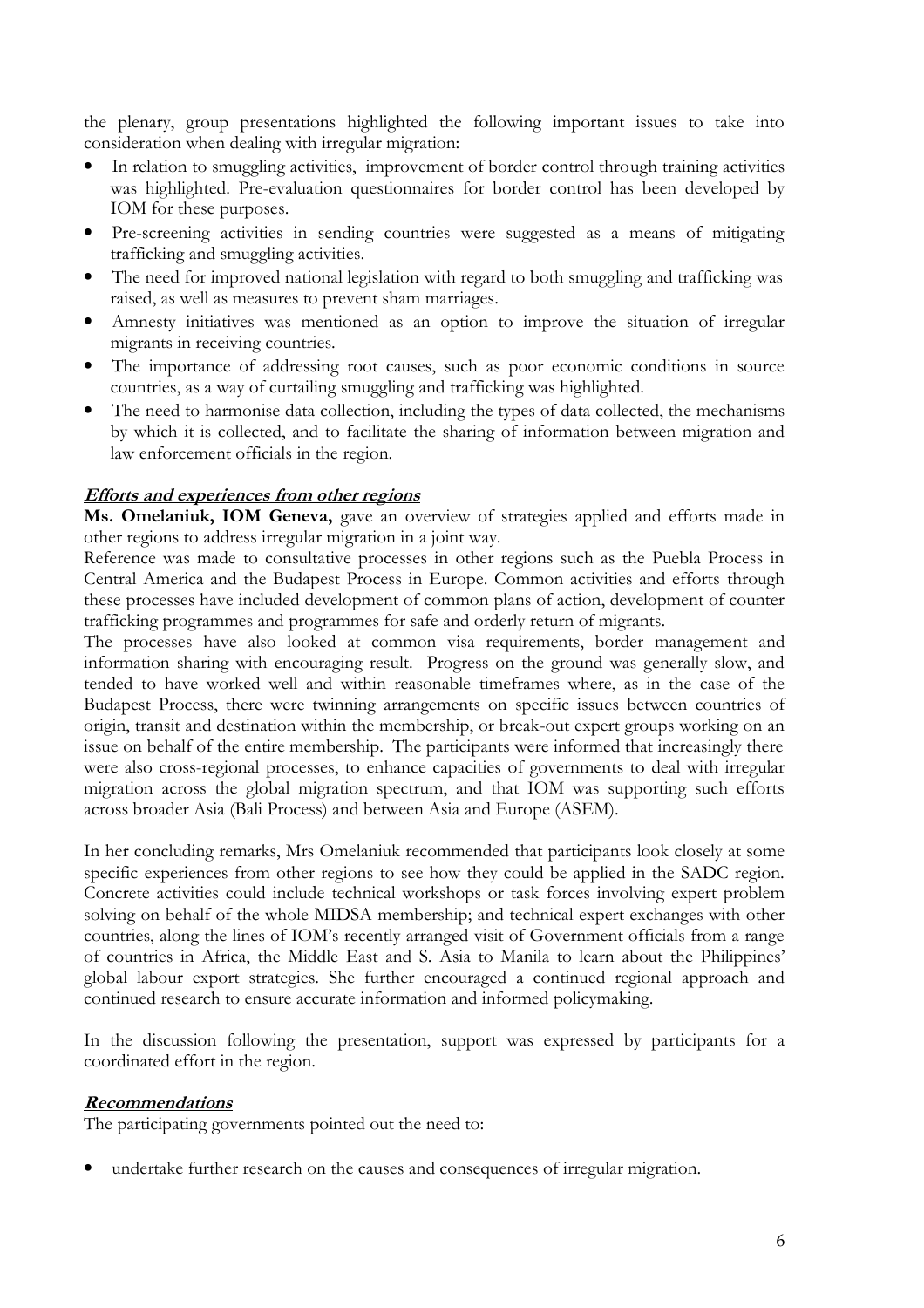the plenary, group presentations highlighted the following important issues to take into consideration when dealing with irregular migration:

- In relation to smuggling activities, improvement of border control through training activities was highlighted. Pre-evaluation questionnaires for border control has been developed by IOM for these purposes.
- Pre-screening activities in sending countries were suggested as a means of mitigating trafficking and smuggling activities.
- The need for improved national legislation with regard to both smuggling and trafficking was raised, as well as measures to prevent sham marriages.
- Amnesty initiatives was mentioned as an option to improve the situation of irregular migrants in receiving countries.
- The importance of addressing root causes, such as poor economic conditions in source countries, as a way of curtailing smuggling and trafficking was highlighted.
- The need to harmonise data collection, including the types of data collected, the mechanisms by which it is collected, and to facilitate the sharing of information between migration and law enforcement officials in the region.

***Efforts and experiences from other regions***

**Ms. Omelaniuk, IOM Geneva,** gave an overview of strategies applied and efforts made in other regions to address irregular migration in a joint way.

Reference was made to consultative processes in other regions such as the Puebla Process in Central America and the Budapest Process in Europe. Common activities and efforts through these processes have included development of common plans of action, development of counter trafficking programmes and programmes for safe and orderly return of migrants.

The processes have also looked at common visa requirements, border management and information sharing with encouraging result. Progress on the ground was generally slow, and tended to have worked well and within reasonable timeframes where, as in the case of the Budapest Process, there were twinning arrangements on specific issues between countries of origin, transit and destination within the membership, or break-out expert groups working on an issue on behalf of the entire membership. The participants were informed that increasingly there were also cross-regional processes, to enhance capacities of governments to deal with irregular migration across the global migration spectrum, and that IOM was supporting such efforts across broader Asia (Bali Process) and between Asia and Europe (ASEM).

In her concluding remarks, Mrs Omelaniuk recommended that participants look closely at some specific experiences from other regions to see how they could be applied in the SADC region. Concrete activities could include technical workshops or task forces involving expert problem solving on behalf of the whole MIDSA membership; and technical expert exchanges with other countries, along the lines of IOM's recently arranged visit of Government officials from a range of countries in Africa, the Middle East and S. Asia to Manila to learn about the Philippines' global labour export strategies. She further encouraged a continued regional approach and continued research to ensure accurate information and informed policymaking.

In the discussion following the presentation, support was expressed by participants for a coordinated effort in the region.

***Recommendations***

The participating governments pointed out the need to:

- undertake further research on the causes and consequences of irregular migration.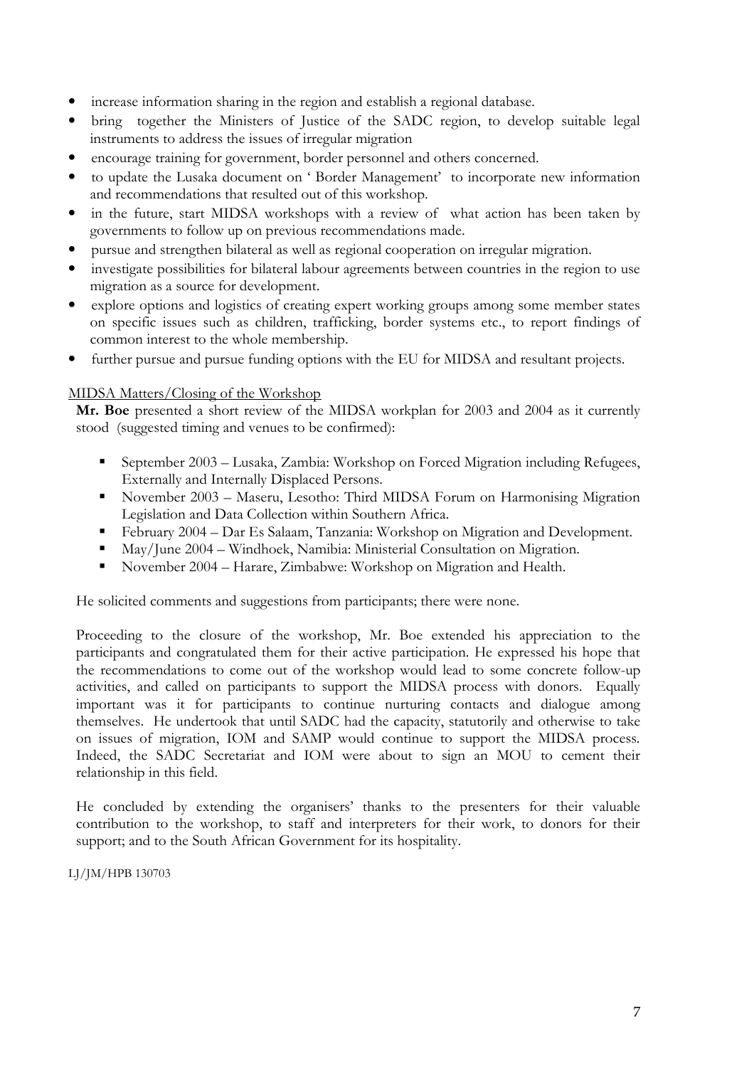- increase information sharing in the region and establish a regional database.
- bring together the Ministers of Justice of the SADC region, to develop suitable legal instruments to address the issues of irregular migration
- encourage training for government, border personnel and others concerned.
- to update the Lusaka document on ' Border Management' to incorporate new information and recommendations that resulted out of this workshop.
- in the future, start MIDSA workshops with a review of what action has been taken by governments to follow up on previous recommendations made.
- pursue and strengthen bilateral as well as regional cooperation on irregular migration.
- investigate possibilities for bilateral labour agreements between countries in the region to use migration as a source for development.
- explore options and logistics of creating expert working groups among some member states on specific issues such as children, trafficking, border systems etc., to report findings of common interest to the whole membership.
- further pursue and pursue funding options with the EU for MIDSA and resultant projects.

<u>MIDSA Matters/Closing of the Workshop</u>

**Mr. Boe** presented a short review of the MIDSA workplan for 2003 and 2004 as it currently stood (suggested timing and venues to be confirmed):

- September 2003 – Lusaka, Zambia: Workshop on Forced Migration including Refugees, Externally and Internally Displaced Persons.
- November 2003 – Maseru, Lesotho: Third MIDSA Forum on Harmonising Migration Legislation and Data Collection within Southern Africa.
- February 2004 – Dar Es Salaam, Tanzania: Workshop on Migration and Development.
- May/June 2004 – Windhoek, Namibia: Ministerial Consultation on Migration.
- November 2004 – Harare, Zimbabwe: Workshop on Migration and Health.

He solicited comments and suggestions from participants; there were none.

Proceeding to the closure of the workshop, Mr. Boe extended his appreciation to the participants and congratulated them for their active participation. He expressed his hope that the recommendations to come out of the workshop would lead to some concrete follow-up activities, and called on participants to support the MIDSA process with donors. Equally important was it for participants to continue nurturing contacts and dialogue among themselves. He undertook that until SADC had the capacity, statutorily and otherwise to take on issues of migration, IOM and SAMP would continue to support the MIDSA process. Indeed, the SADC Secretariat and IOM were about to sign an MOU to cement their relationship in this field.

He concluded by extending the organisers' thanks to the presenters for their valuable contribution to the workshop, to staff and interpreters for their work, to donors for their support; and to the South African Government for its hospitality.

LJ/JM/HPB 130703